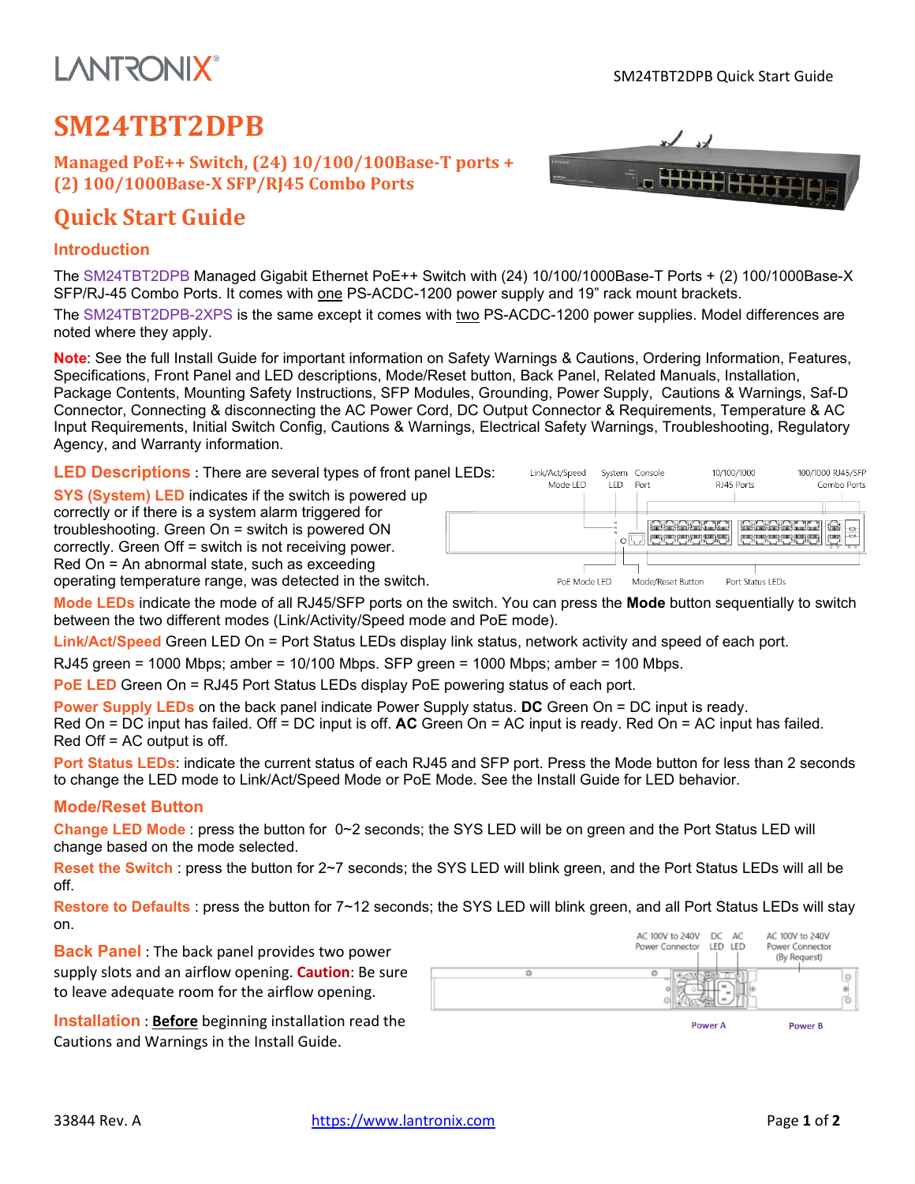# SM24TBT2DPB

## Managed PoE++ Switch, (24) 10/100/100Base-T ports + (2) 100/1000Base-X SFP/RJ45 Combo Ports

## Quick Start Guide

### Introduction

The SM24TBT2DPB Managed Gigabit Ethernet PoE++ Switch with (24) 10/100/1000Base-T Ports + (2) 100/1000Base-X SFP/RJ-45 Combo Ports. It comes with one PS-ACDC-1200 power supply and 19" rack mount brackets.

The SM24TBT2DPB-2XPS is the same except it comes with two PS-ACDC-1200 power supplies. Model differences are noted where they apply.

**Note**: See the full Install Guide for important information on Safety Warnings & Cautions, Ordering Information, Features, Specifications, Front Panel and LED descriptions, Mode/Reset button, Back Panel, Related Manuals, Installation, Package Contents, Mounting Safety Instructions, SFP Modules, Grounding, Power Supply, Cautions & Warnings, Saf-D Connector, Connecting & disconnecting the AC Power Cord, DC Output Connector & Requirements, Temperature & AC Input Requirements, Initial Switch Config, Cautions & Warnings, Electrical Safety Warnings, Troubleshooting, Regulatory Agency, and Warranty information.

**LED Descriptions** : There are several types of front panel LEDs:

Link/Act/Speed Mode LED | System LED | Console Port | 10/100/1000 RJ45 Ports | 100/1000 RJ45/SFP Combo Ports | PoE Mode LED | Mode/Reset Button | Port Status LEDs

**SYS (System) LED** indicates if the switch is powered up correctly or if there is a system alarm triggered for troubleshooting. Green On = switch is powered ON correctly. Green Off = switch is not receiving power. Red On = An abnormal state, such as exceeding operating temperature range, was detected in the switch.

**Mode LEDs** indicate the mode of all RJ45/SFP ports on the switch. You can press the **Mode** button sequentially to switch between the two different modes (Link/Activity/Speed mode and PoE mode).

**Link/Act/Speed** Green LED On = Port Status LEDs display link status, network activity and speed of each port.

RJ45 green = 1000 Mbps; amber = 10/100 Mbps. SFP green = 1000 Mbps; amber = 100 Mbps.

**PoE LED** Green On = RJ45 Port Status LEDs display PoE powering status of each port.

**Power Supply LEDs** on the back panel indicate Power Supply status. **DC** Green On = DC input is ready. Red On = DC input has failed. Off = DC input is off. **AC** Green On = AC input is ready. Red On = AC input has failed. Red Off = AC output is off.

**Port Status LEDs**: indicate the current status of each RJ45 and SFP port. Press the Mode button for less than 2 seconds to change the LED mode to Link/Act/Speed Mode or PoE Mode. See the Install Guide for LED behavior.

### Mode/Reset Button

**Change LED Mode** : press the button for 0~2 seconds; the SYS LED will be on green and the Port Status LED will change based on the mode selected.

**Reset the Switch** : press the button for 2~7 seconds; the SYS LED will blink green, and the Port Status LEDs will all be off.

**Restore to Defaults** : press the button for 7~12 seconds; the SYS LED will blink green, and all Port Status LEDs will stay on.

**Back Panel** : The back panel provides two power supply slots and an airflow opening. **Caution**: Be sure to leave adequate room for the airflow opening.

AC 100V to 240V Power Connector | DC LED | AC LED | AC 100V to 240V Power Connector (By Request) | Power A | Power B

**Installation** : **Before** beginning installation read the Cautions and Warnings in the Install Guide.

33844 Rev. A https://www.lantronix.com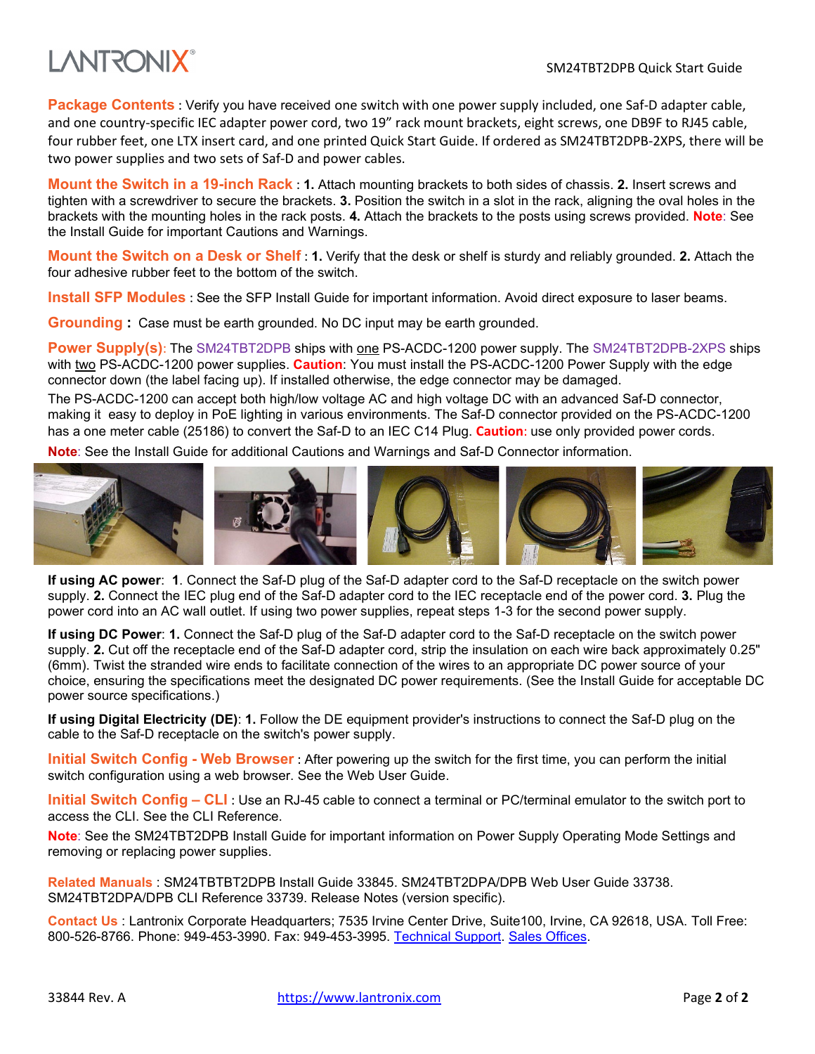**Package Contents** : Verify you have received one switch with one power supply included, one Saf-D adapter cable, and one country-specific IEC adapter power cord, two 19” rack mount brackets, eight screws, one DB9F to RJ45 cable, four rubber feet, one LTX insert card, and one printed Quick Start Guide. If ordered as SM24TBT2DPB-2XPS, there will be two power supplies and two sets of Saf-D and power cables.

**Mount the Switch in a 19-inch Rack** : **1.** Attach mounting brackets to both sides of chassis. **2.** Insert screws and tighten with a screwdriver to secure the brackets. **3.** Position the switch in a slot in the rack, aligning the oval holes in the brackets with the mounting holes in the rack posts. **4.** Attach the brackets to the posts using screws provided. **Note**: See the Install Guide for important Cautions and Warnings.

**Mount the Switch on a Desk or Shelf** : **1.** Verify that the desk or shelf is sturdy and reliably grounded. **2.** Attach the four adhesive rubber feet to the bottom of the switch.

**Install SFP Modules** : See the SFP Install Guide for important information. Avoid direct exposure to laser beams.

**Grounding :** Case must be earth grounded. No DC input may be earth grounded.

**Power Supply(s)**: The SM24TBT2DPB ships with one PS-ACDC-1200 power supply. The SM24TBT2DPB-2XPS ships with two PS-ACDC-1200 power supplies. **Caution**: You must install the PS-ACDC-1200 Power Supply with the edge connector down (the label facing up). If installed otherwise, the edge connector may be damaged.

The PS-ACDC-1200 can accept both high/low voltage AC and high voltage DC with an advanced Saf-D connector, making it easy to deploy in PoE lighting in various environments. The Saf-D connector provided on the PS-ACDC-1200 has a one meter cable (25186) to convert the Saf-D to an IEC C14 Plug. **Caution**: use only provided power cords.

**Note**: See the Install Guide for additional Cautions and Warnings and Saf-D Connector information.

**If using AC power**: **1**. Connect the Saf-D plug of the Saf-D adapter cord to the Saf-D receptacle on the switch power supply. **2.** Connect the IEC plug end of the Saf-D adapter cord to the IEC receptacle end of the power cord. **3.** Plug the power cord into an AC wall outlet. If using two power supplies, repeat steps 1-3 for the second power supply.

**If using DC Power**: **1.** Connect the Saf-D plug of the Saf-D adapter cord to the Saf-D receptacle on the switch power supply. **2.** Cut off the receptacle end of the Saf-D adapter cord, strip the insulation on each wire back approximately 0.25" (6mm). Twist the stranded wire ends to facilitate connection of the wires to an appropriate DC power source of your choice, ensuring the specifications meet the designated DC power requirements. (See the Install Guide for acceptable DC power source specifications.)

**If using Digital Electricity (DE)**: **1.** Follow the DE equipment provider's instructions to connect the Saf-D plug on the cable to the Saf-D receptacle on the switch's power supply.

**Initial Switch Config - Web Browser** : After powering up the switch for the first time, you can perform the initial switch configuration using a web browser. See the Web User Guide.

**Initial Switch Config – CLI** : Use an RJ-45 cable to connect a terminal or PC/terminal emulator to the switch port to access the CLI. See the CLI Reference.

**Note**: See the SM24TBT2DPB Install Guide for important information on Power Supply Operating Mode Settings and removing or replacing power supplies.

**Related Manuals** : SM24TBTBT2DPB Install Guide 33845. SM24TBT2DPA/DPB Web User Guide 33738. SM24TBT2DPA/DPB CLI Reference 33739. Release Notes (version specific).

**Contact Us** : Lantronix Corporate Headquarters; 7535 Irvine Center Drive, Suite100, Irvine, CA 92618, USA. Toll Free: 800-526-8766. Phone: 949-453-3990. Fax: 949-453-3995. Technical Support. Sales Offices.

33844 Rev. A https://www.lantronix.com